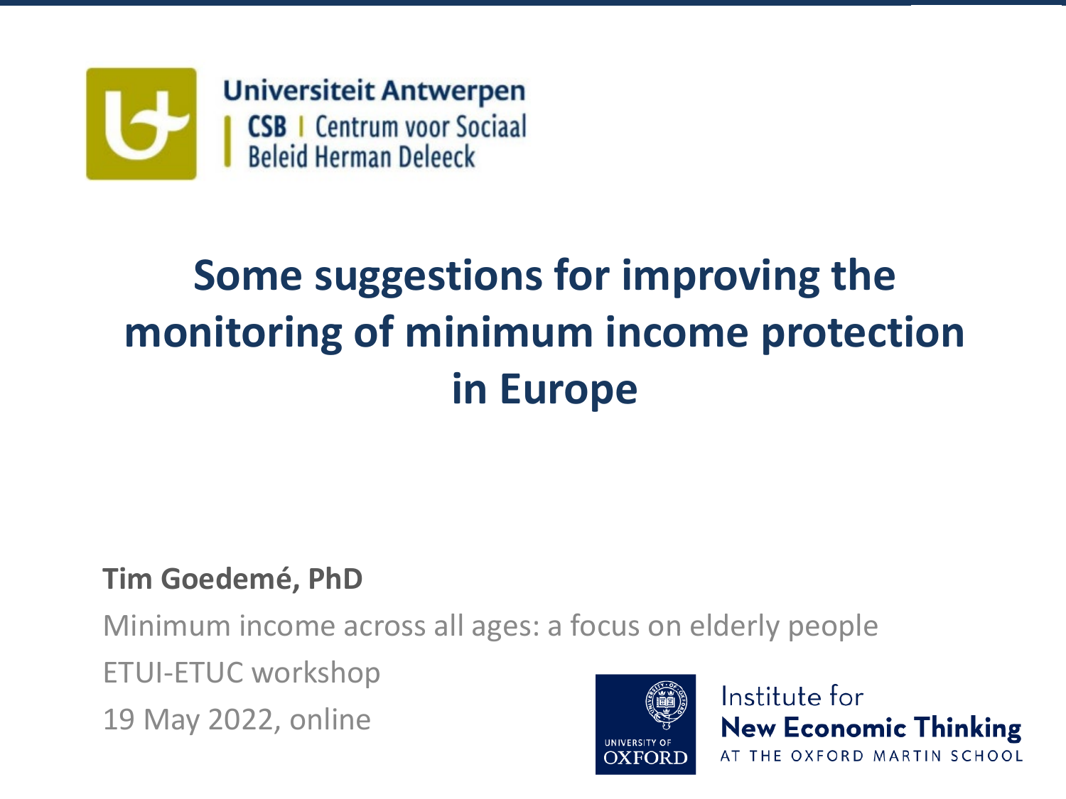Universiteit Antwerpen
CSB | Centrum voor Sociaal Beleid Herman Deleeck

# Some suggestions for improving the monitoring of minimum income protection in Europe

**Tim Goedemé, PhD**

Minimum income across all ages: a focus on elderly people

ETUI-ETUC workshop

19 May 2022, online

University of Oxford
Institute for **New Economic Thinking** at the Oxford Martin School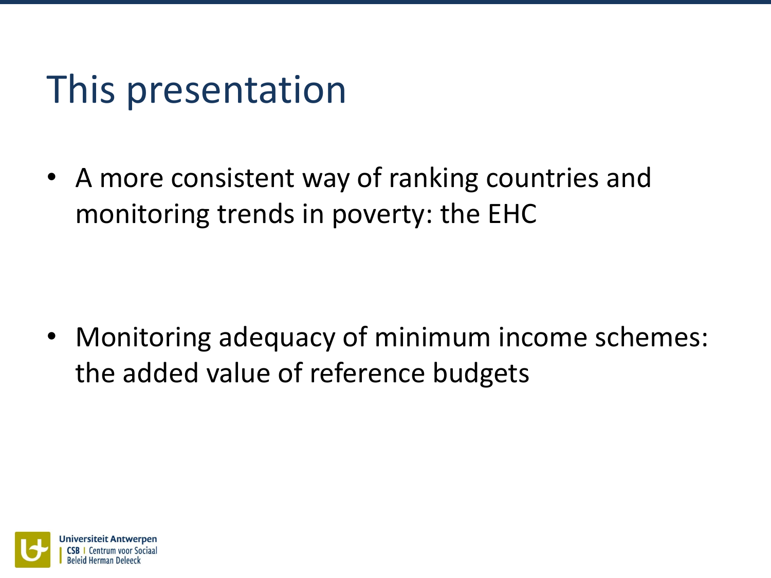# This presentation

- A more consistent way of ranking countries and monitoring trends in poverty: the EHC

- Monitoring adequacy of minimum income schemes: the added value of reference budgets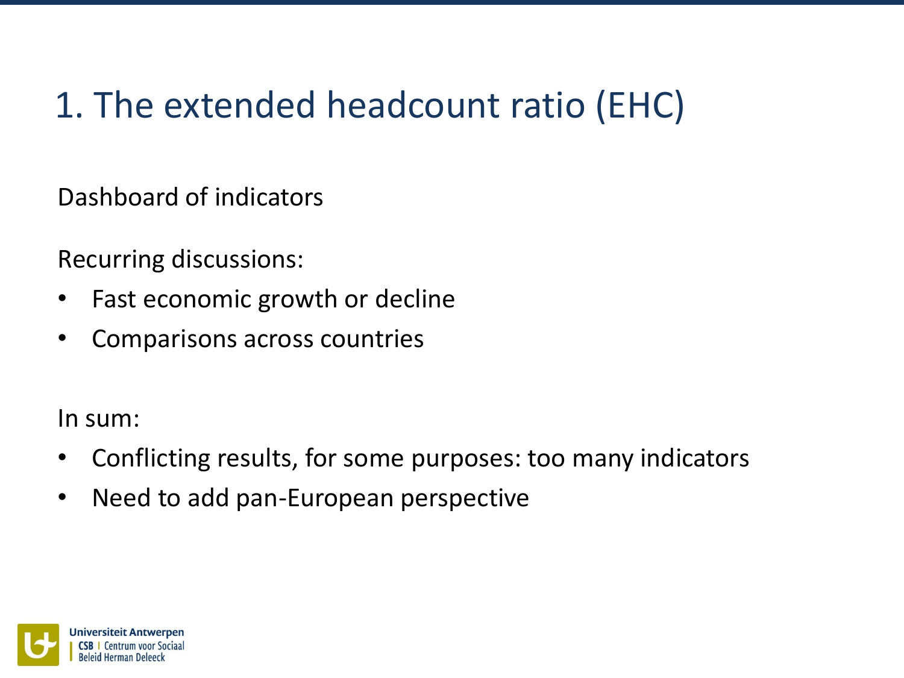# 1. The extended headcount ratio (EHC)

Dashboard of indicators

Recurring discussions:

- Fast economic growth or decline
- Comparisons across countries

In sum:

- Conflicting results, for some purposes: too many indicators
- Need to add pan-European perspective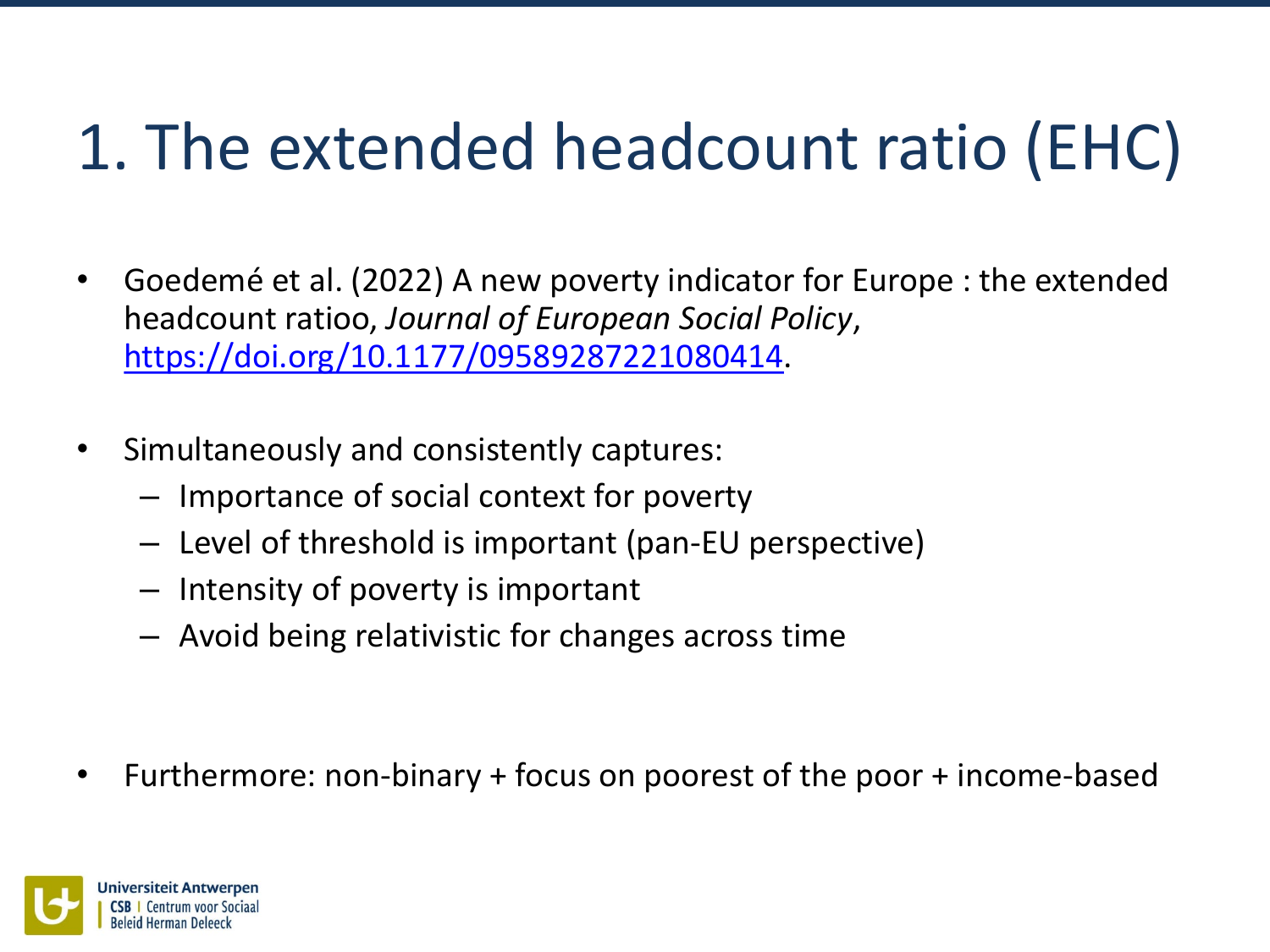# 1. The extended headcount ratio (EHC)

- Goedemé et al. (2022) A new poverty indicator for Europe : the extended headcount ratioo, *Journal of European Social Policy*, https://doi.org/10.1177/09589287221080414.

- Simultaneously and consistently captures:
  - Importance of social context for poverty
  - Level of threshold is important (pan-EU perspective)
  - Intensity of poverty is important
  - Avoid being relativistic for changes across time

- Furthermore: non-binary + focus on poorest of the poor + income-based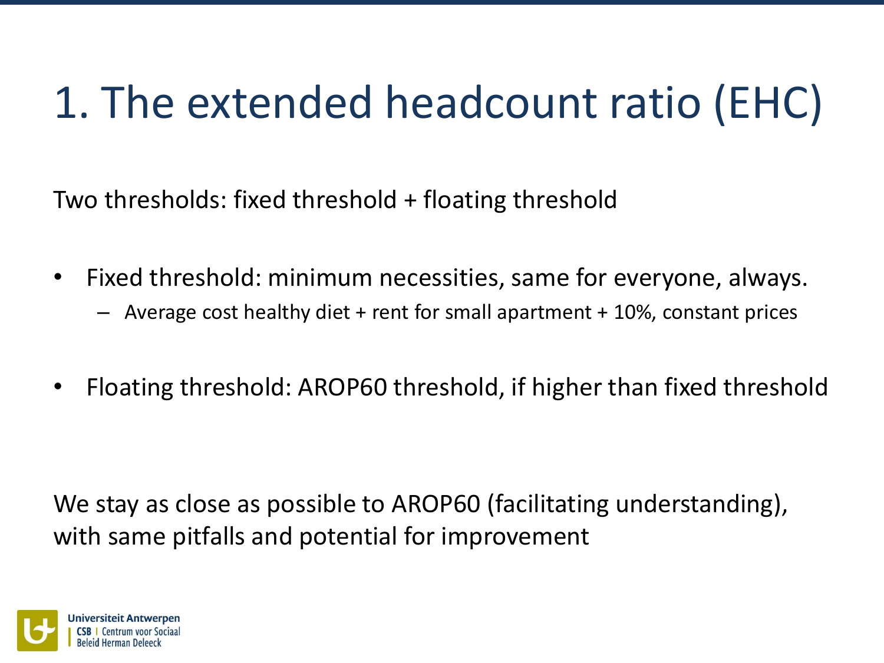# 1. The extended headcount ratio (EHC)

Two thresholds: fixed threshold + floating threshold

- Fixed threshold: minimum necessities, same for everyone, always.
  - Average cost healthy diet + rent for small apartment + 10%, constant prices
- Floating threshold: AROP60 threshold, if higher than fixed threshold

We stay as close as possible to AROP60 (facilitating understanding), with same pitfalls and potential for improvement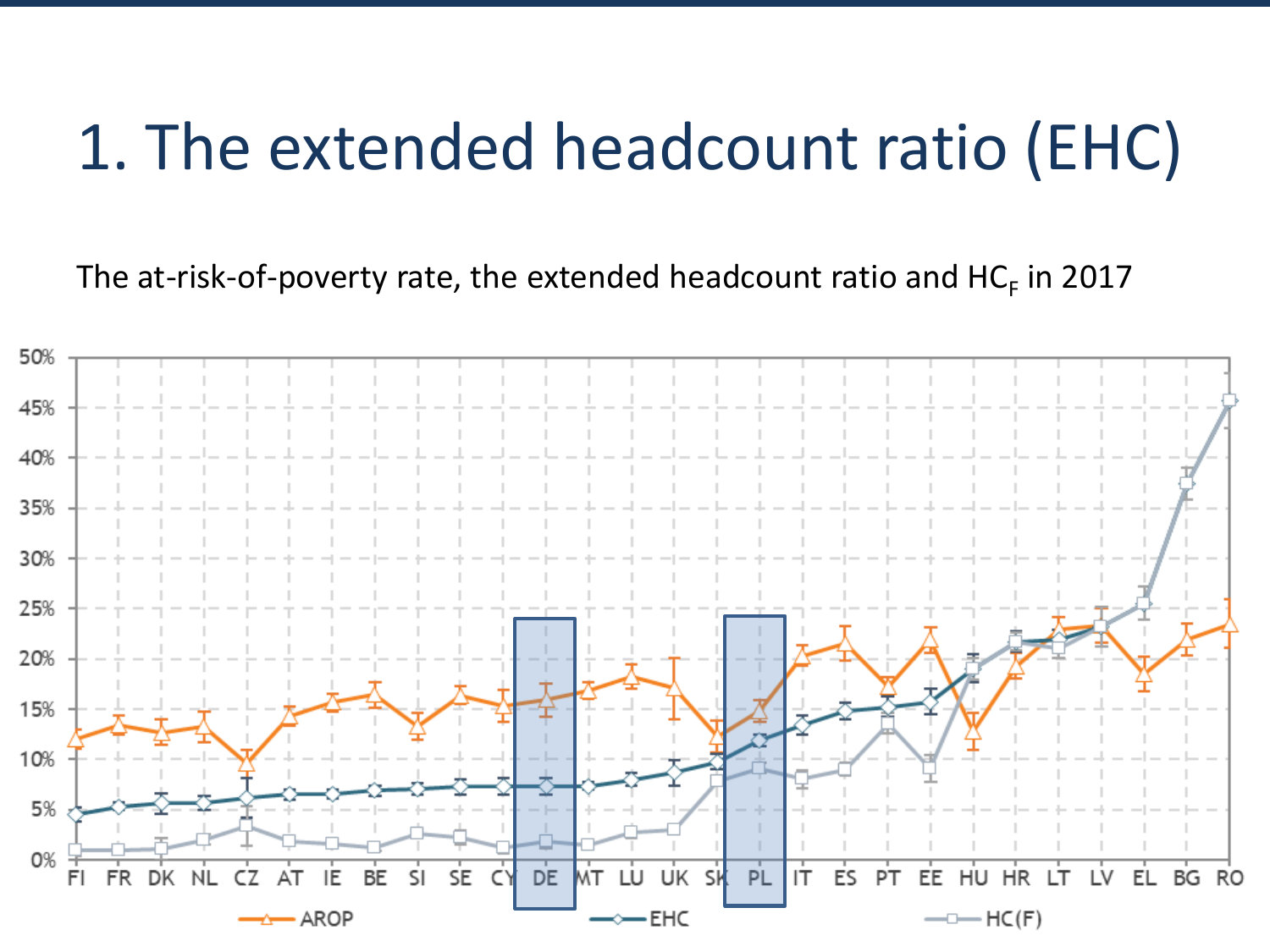# 1. The extended headcount ratio (EHC)

The at-risk-of-poverty rate, the extended headcount ratio and $HC_F$ in 2017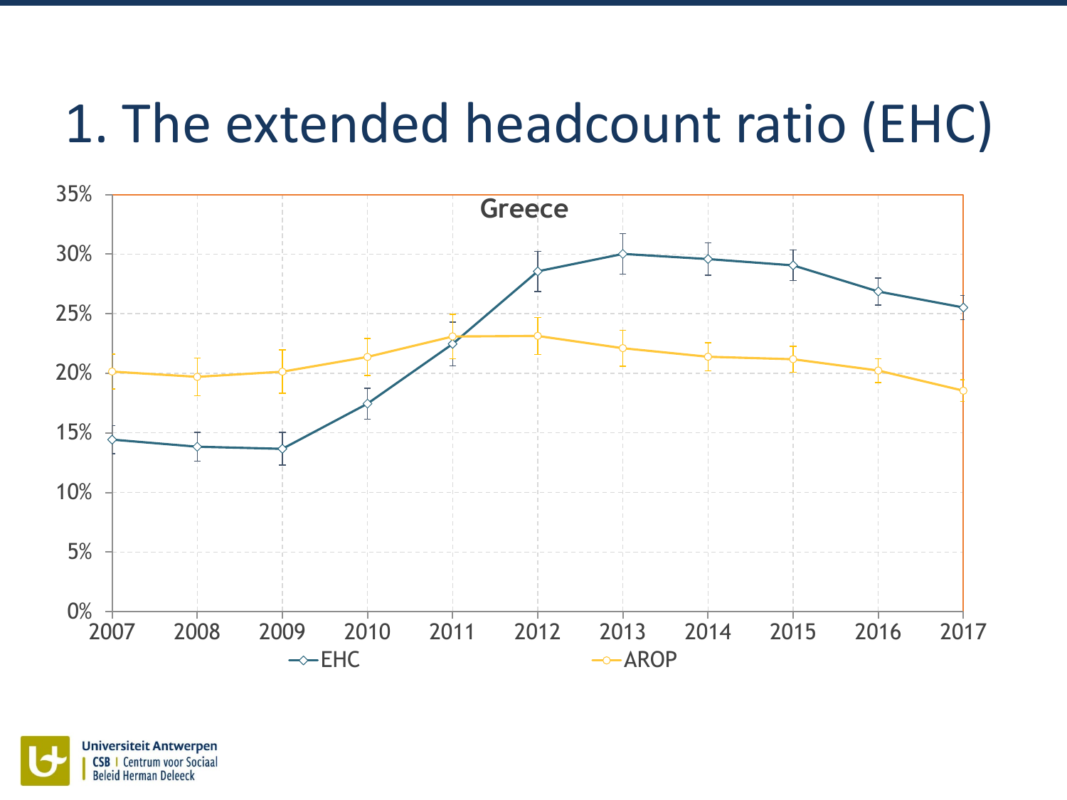# 1. The extended headcount ratio (EHC)

**Greece**

| Year | EHC | AROP |
|---|---|---|
| 2007 | | |
| 2008 | | |
| 2009 | | |
| 2010 | | |
| 2011 | | |
| 2012 | | |
| 2013 | | |
| 2014 | | |
| 2015 | | |
| 2016 | | |
| 2017 | | |

Universiteit Antwerpen
CSB | Centrum voor Sociaal Beleid Herman Deleeck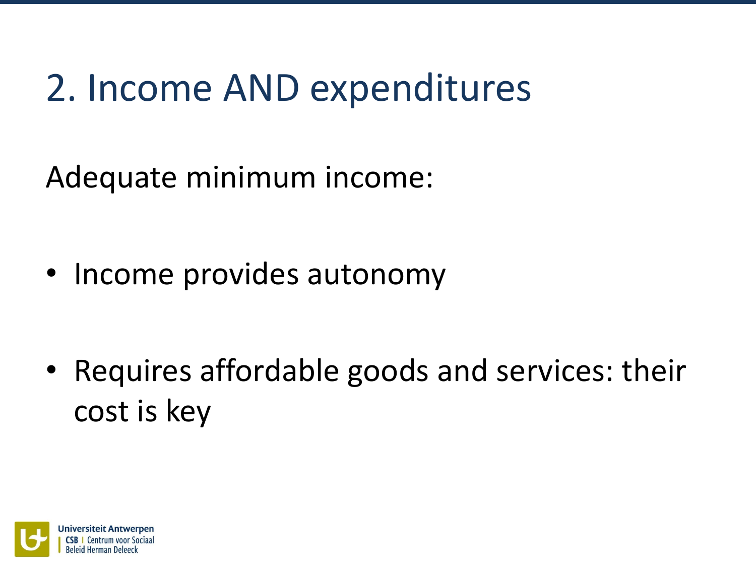# 2. Income AND expenditures

Adequate minimum income:

- Income provides autonomy
- Requires affordable goods and services: their cost is key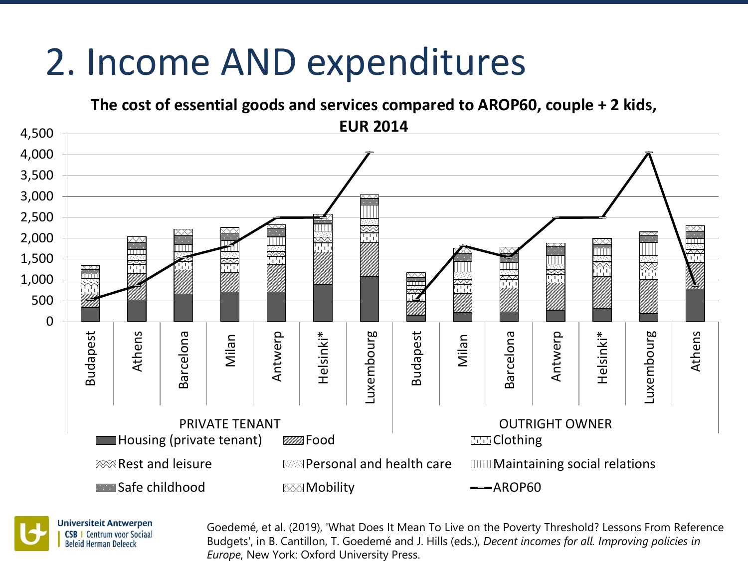# 2. Income AND expenditures

**The cost of essential goods and services compared to AROP60, couple + 2 kids, EUR 2014**

4,500
4,000
3,500
3,000
2,500
2,000
1,500
1,000
500
0

Budapest | Athens | Barcelona | Milan | Antwerp | Helsinki* | Luxembourg | Budapest | Milan | Barcelona | Antwerp | Helsinki* | Luxembourg | Athens

PRIVATE TENANT | OUTRIGHT OWNER

Housing (private tenant) | Food | Clothing
Rest and leisure | Personal and health care | Maintaining social relations
Safe childhood | Mobility | AROP60

Universiteit Antwerpen
CSB | Centrum voor Sociaal Beleid Herman Deleeck

Goedemé, et al. (2019), 'What Does It Mean To Live on the Poverty Threshold? Lessons From Reference Budgets', in B. Cantillon, T. Goedemé and J. Hills (eds.), *Decent incomes for all. Improving policies in Europe*, New York: Oxford University Press.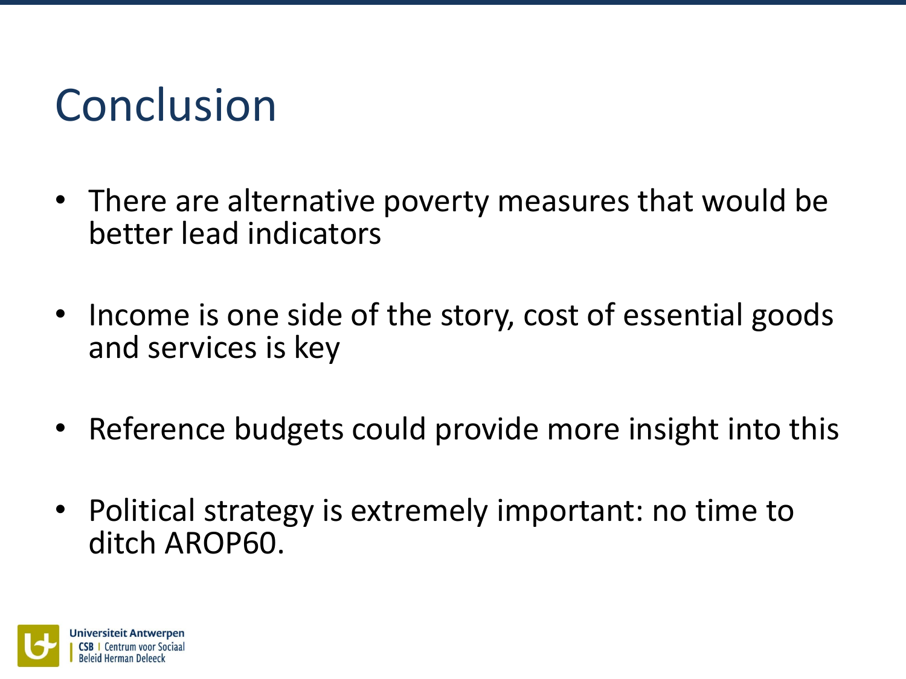# Conclusion

- There are alternative poverty measures that would be better lead indicators
- Income is one side of the story, cost of essential goods and services is key
- Reference budgets could provide more insight into this
- Political strategy is extremely important: no time to ditch AROP60.